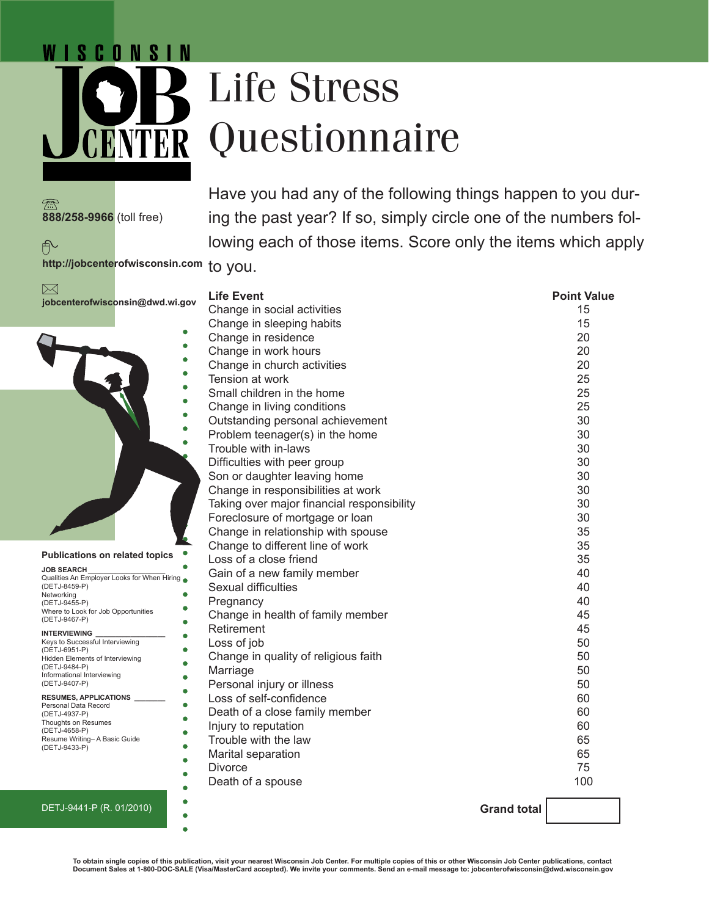WISCONSIN JOB CENTER

# Life Stress Questionnaire

888/258-9966 (toll free)

http://jobcenterofwisconsin.com

jobcenterofwisconsin@dwd.wi.gov

Have you had any of the following things happen to you during the past year? If so, simply circle one of the numbers following each of those items. Score only the items which apply to you.

| Life Event | Point Value |
|---|---|
| Change in social activities | 15 |
| Change in sleeping habits | 15 |
| Change in residence | 20 |
| Change in work hours | 20 |
| Change in church activities | 20 |
| Tension at work | 25 |
| Small children in the home | 25 |
| Change in living conditions | 25 |
| Outstanding personal achievement | 30 |
| Problem teenager(s) in the home | 30 |
| Trouble with in-laws | 30 |
| Difficulties with peer group | 30 |
| Son or daughter leaving home | 30 |
| Change in responsibilities at work | 30 |
| Taking over major financial responsibility | 30 |
| Foreclosure of mortgage or loan | 30 |
| Change in relationship with spouse | 35 |
| Change to different line of work | 35 |
| Loss of a close friend | 35 |
| Gain of a new family member | 40 |
| Sexual difficulties | 40 |
| Pregnancy | 40 |
| Change in health of family member | 45 |
| Retirement | 45 |
| Loss of job | 50 |
| Change in quality of religious faith | 50 |
| Marriage | 50 |
| Personal injury or illness | 50 |
| Loss of self-confidence | 60 |
| Death of a close family member | 60 |
| Injury to reputation | 60 |
| Trouble with the law | 65 |
| Marital separation | 65 |
| Divorce | 75 |
| Death of a spouse | 100 |

**Grand total** ________

### Publications on related topics

**JOB SEARCH**
- Qualities An Employer Looks for When Hiring (DETJ-8459-P)
- Networking (DETJ-9455-P)
- Where to Look for Job Opportunities (DETJ-9467-P)

**INTERVIEWING**
- Keys to Successful Interviewing (DETJ-6951-P)
- Hidden Elements of Interviewing (DETJ-9484-P)
- Informational Interviewing (DETJ-9407-P)

**RESUMES, APPLICATIONS**
- Personal Data Record (DETJ-4937-P)
- Thoughts on Resumes (DETJ-4658-P)
- Resume Writing– A Basic Guide (DETJ-9433-P)

DETJ-9441-P (R. 01/2010)

**To obtain single copies of this publication, visit your nearest Wisconsin Job Center. For multiple copies of this or other Wisconsin Job Center publications, contact Document Sales at 1-800-DOC-SALE (Visa/MasterCard accepted). We invite your comments. Send an e-mail message to: jobcenterofwisconsin@dwd.wisconsin.gov**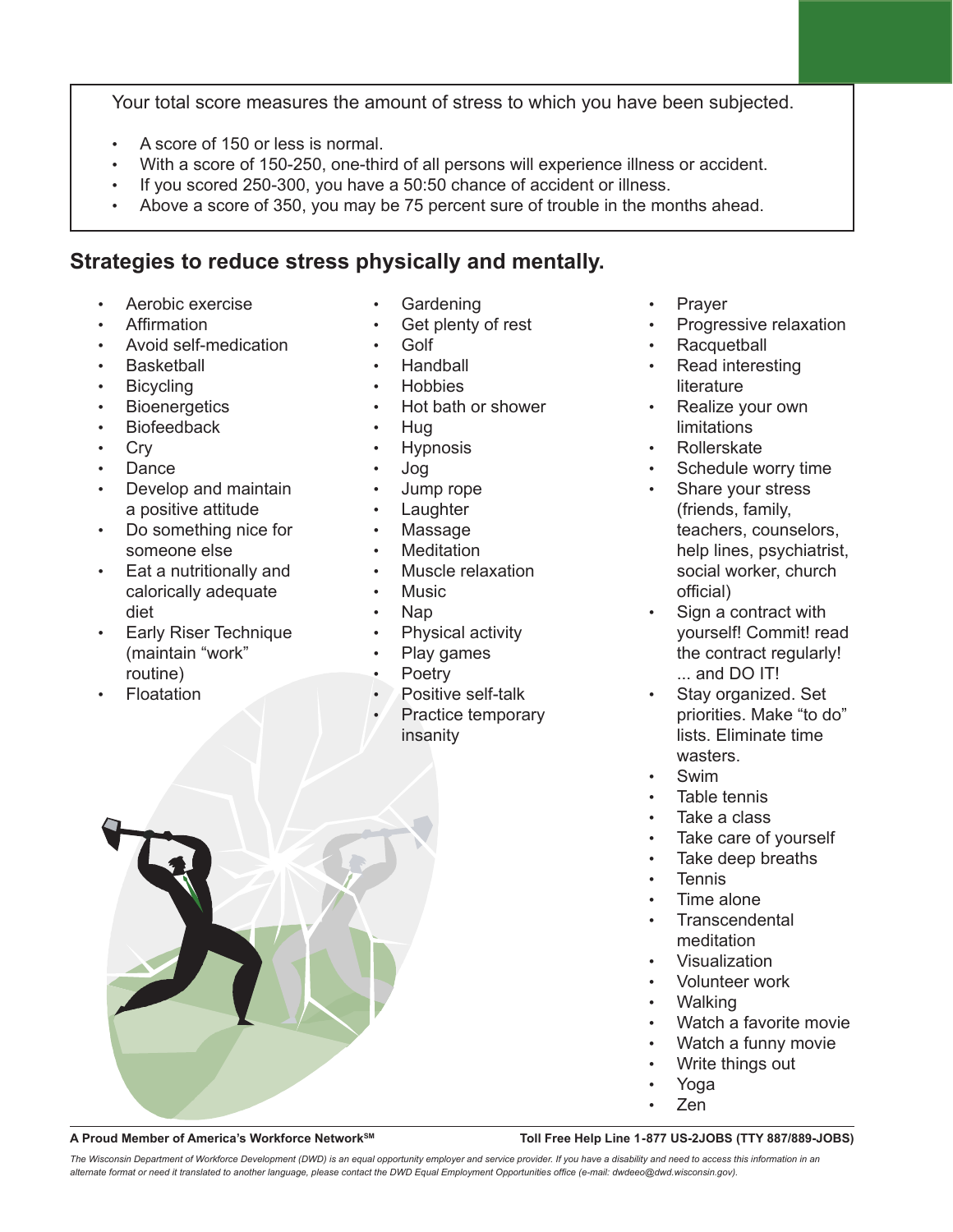Your total score measures the amount of stress to which you have been subjected.

- A score of 150 or less is normal.
- With a score of 150-250, one-third of all persons will experience illness or accident.
- If you scored 250-300, you have a 50:50 chance of accident or illness.
- Above a score of 350, you may be 75 percent sure of trouble in the months ahead.

## Strategies to reduce stress physically and mentally.

- Aerobic exercise
- Affirmation
- Avoid self-medication
- Basketball
- Bicycling
- Bioenergetics
- Biofeedback
- Cry
- Dance
- Develop and maintain a positive attitude
- Do something nice for someone else
- Eat a nutritionally and calorically adequate diet
- Early Riser Technique (maintain "work" routine)
- Floatation
- Gardening
- Get plenty of rest
- Golf
- Handball
- Hobbies
- Hot bath or shower
- Hug
- Hypnosis
- Jog
- Jump rope
- Laughter
- Massage
- Meditation
- Muscle relaxation
- Music
- Nap
- Physical activity
- Play games
- Poetry
- Positive self-talk
- Practice temporary insanity
- Prayer
- Progressive relaxation
- Racquetball
- Read interesting literature
- Realize your own limitations
- Rollerskate
- Schedule worry time
- Share your stress (friends, family, teachers, counselors, help lines, psychiatrist, social worker, church official)
- Sign a contract with yourself! Commit! read the contract regularly! ... and DO IT!
- Stay organized. Set priorities. Make "to do" lists. Eliminate time wasters.
- Swim
- Table tennis
- Take a class
- Take care of yourself
- Take deep breaths
- Tennis
- Time alone
- Transcendental meditation
- Visualization
- Volunteer work
- Walking
- Watch a favorite movie
- Watch a funny movie
- Write things out
- Yoga
- Zen

**A Proud Member of America's Workforce Network℠** **Toll Free Help Line 1-877 US-2JOBS (TTY 887/889-JOBS)**

*The Wisconsin Department of Workforce Development (DWD) is an equal opportunity employer and service provider. If you have a disability and need to access this information in an alternate format or need it translated to another language, please contact the DWD Equal Employment Opportunities office (e-mail: dwdeeo@dwd.wisconsin.gov).*